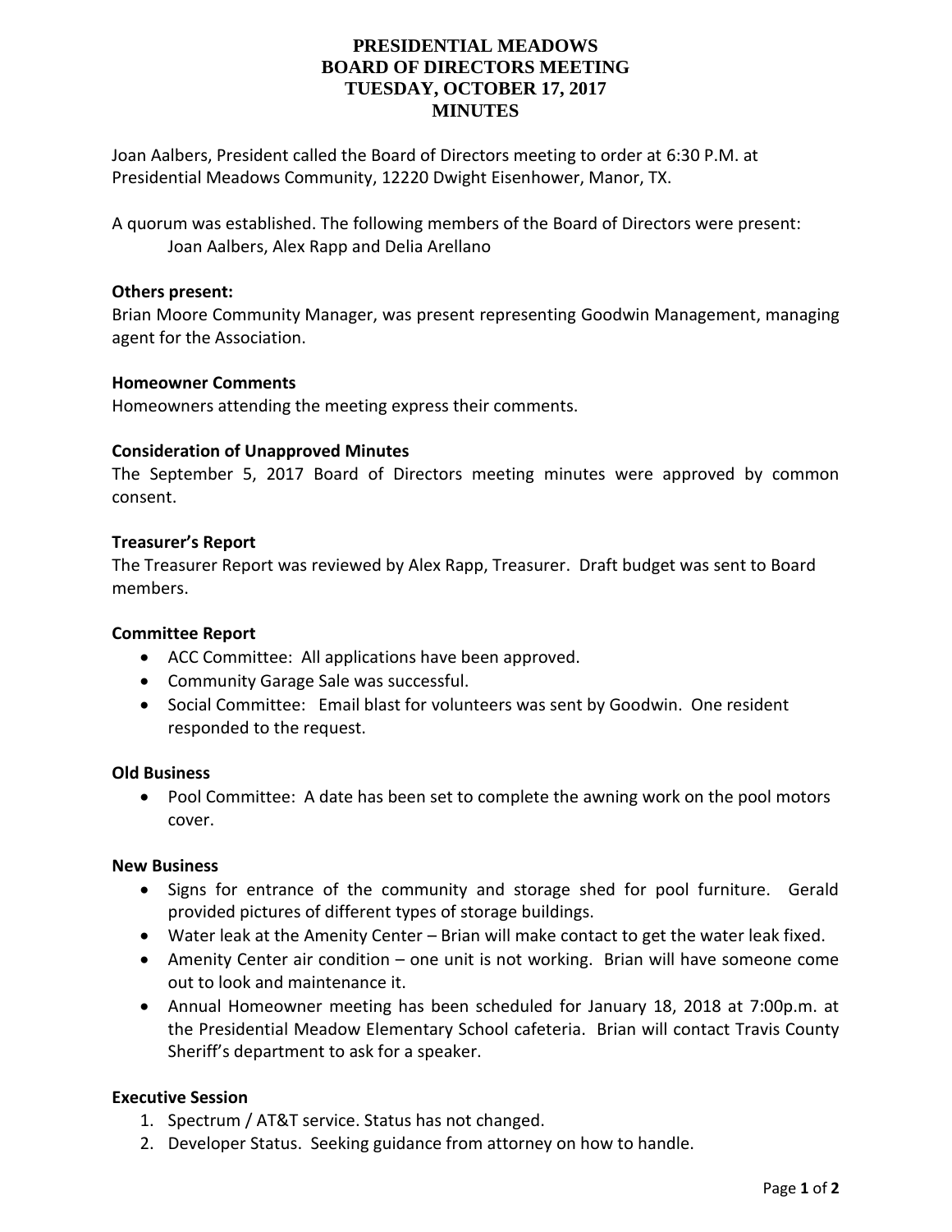# PRESIDENTIAL MEADOWS
# BOARD OF DIRECTORS MEETING
# TUESDAY, OCTOBER 17, 2017
# MINUTES

Joan Aalbers, President called the Board of Directors meeting to order at 6:30 P.M. at Presidential Meadows Community, 12220 Dwight Eisenhower, Manor, TX.

A quorum was established. The following members of the Board of Directors were present:
Joan Aalbers, Alex Rapp and Delia Arellano

**Others present:**
Brian Moore Community Manager, was present representing Goodwin Management, managing agent for the Association.

**Homeowner Comments**
Homeowners attending the meeting express their comments.

**Consideration of Unapproved Minutes**
The September 5, 2017 Board of Directors meeting minutes were approved by common consent.

**Treasurer's Report**
The Treasurer Report was reviewed by Alex Rapp, Treasurer. Draft budget was sent to Board members.

**Committee Report**

- ACC Committee: All applications have been approved.
- Community Garage Sale was successful.
- Social Committee: Email blast for volunteers was sent by Goodwin. One resident responded to the request.

**Old Business**

- Pool Committee: A date has been set to complete the awning work on the pool motors cover.

**New Business**

- Signs for entrance of the community and storage shed for pool furniture. Gerald provided pictures of different types of storage buildings.
- Water leak at the Amenity Center – Brian will make contact to get the water leak fixed.
- Amenity Center air condition – one unit is not working. Brian will have someone come out to look and maintenance it.
- Annual Homeowner meeting has been scheduled for January 18, 2018 at 7:00p.m. at the Presidential Meadow Elementary School cafeteria. Brian will contact Travis County Sheriff's department to ask for a speaker.

**Executive Session**

1. Spectrum / AT&T service. Status has not changed.
2. Developer Status. Seeking guidance from attorney on how to handle.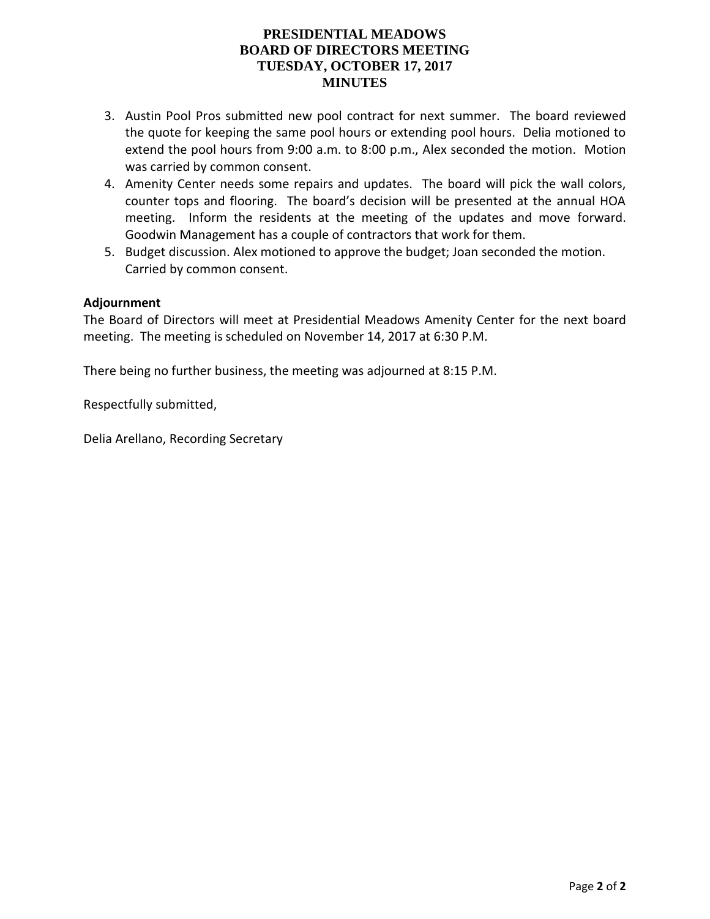3. Austin Pool Pros submitted new pool contract for next summer. The board reviewed the quote for keeping the same pool hours or extending pool hours. Delia motioned to extend the pool hours from 9:00 a.m. to 8:00 p.m., Alex seconded the motion. Motion was carried by common consent.
4. Amenity Center needs some repairs and updates. The board will pick the wall colors, counter tops and flooring. The board's decision will be presented at the annual HOA meeting. Inform the residents at the meeting of the updates and move forward. Goodwin Management has a couple of contractors that work for them.
5. Budget discussion. Alex motioned to approve the budget; Joan seconded the motion. Carried by common consent.

**Adjournment**

The Board of Directors will meet at Presidential Meadows Amenity Center for the next board meeting. The meeting is scheduled on November 14, 2017 at 6:30 P.M.

There being no further business, the meeting was adjourned at 8:15 P.M.

Respectfully submitted,

Delia Arellano, Recording Secretary